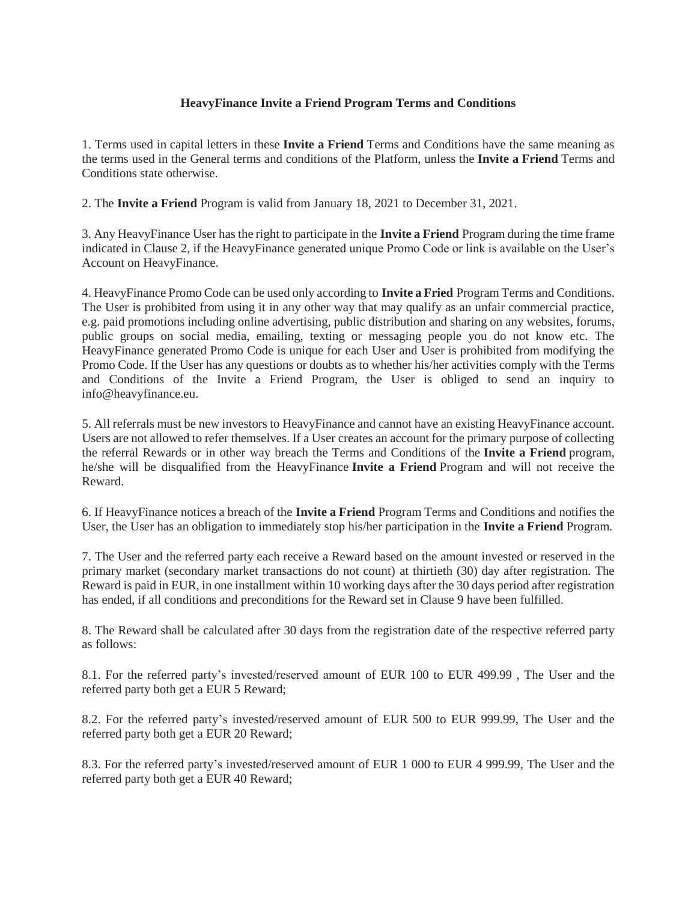**HeavyFinance Invite a Friend Program Terms and Conditions**

1. Terms used in capital letters in these **Invite a Friend** Terms and Conditions have the same meaning as the terms used in the General terms and conditions of the Platform, unless the **Invite a Friend** Terms and Conditions state otherwise.

2. The **Invite a Friend** Program is valid from January 18, 2021 to December 31, 2021.

3. Any HeavyFinance User has the right to participate in the **Invite a Friend** Program during the time frame indicated in Clause 2, if the HeavyFinance generated unique Promo Code or link is available on the User's Account on HeavyFinance.

4. HeavyFinance Promo Code can be used only according to **Invite a Fried** Program Terms and Conditions. The User is prohibited from using it in any other way that may qualify as an unfair commercial practice, e.g. paid promotions including online advertising, public distribution and sharing on any websites, forums, public groups on social media, emailing, texting or messaging people you do not know etc. The HeavyFinance generated Promo Code is unique for each User and User is prohibited from modifying the Promo Code. If the User has any questions or doubts as to whether his/her activities comply with the Terms and Conditions of the Invite a Friend Program, the User is obliged to send an inquiry to info@heavyfinance.eu.

5. All referrals must be new investors to HeavyFinance and cannot have an existing HeavyFinance account. Users are not allowed to refer themselves. If a User creates an account for the primary purpose of collecting the referral Rewards or in other way breach the Terms and Conditions of the **Invite a Friend** program, he/she will be disqualified from the HeavyFinance **Invite a Friend** Program and will not receive the Reward.

6. If HeavyFinance notices a breach of the **Invite a Friend** Program Terms and Conditions and notifies the User, the User has an obligation to immediately stop his/her participation in the **Invite a Friend** Program.

7. The User and the referred party each receive a Reward based on the amount invested or reserved in the primary market (secondary market transactions do not count) at thirtieth (30) day after registration. The Reward is paid in EUR, in one installment within 10 working days after the 30 days period after registration has ended, if all conditions and preconditions for the Reward set in Clause 9 have been fulfilled.

8. The Reward shall be calculated after 30 days from the registration date of the respective referred party as follows:

8.1. For the referred party's invested/reserved amount of EUR 100 to EUR 499.99 , The User and the referred party both get a EUR 5 Reward;

8.2. For the referred party's invested/reserved amount of EUR 500 to EUR 999.99, The User and the referred party both get a EUR 20 Reward;

8.3. For the referred party's invested/reserved amount of EUR 1 000 to EUR 4 999.99, The User and the referred party both get a EUR 40 Reward;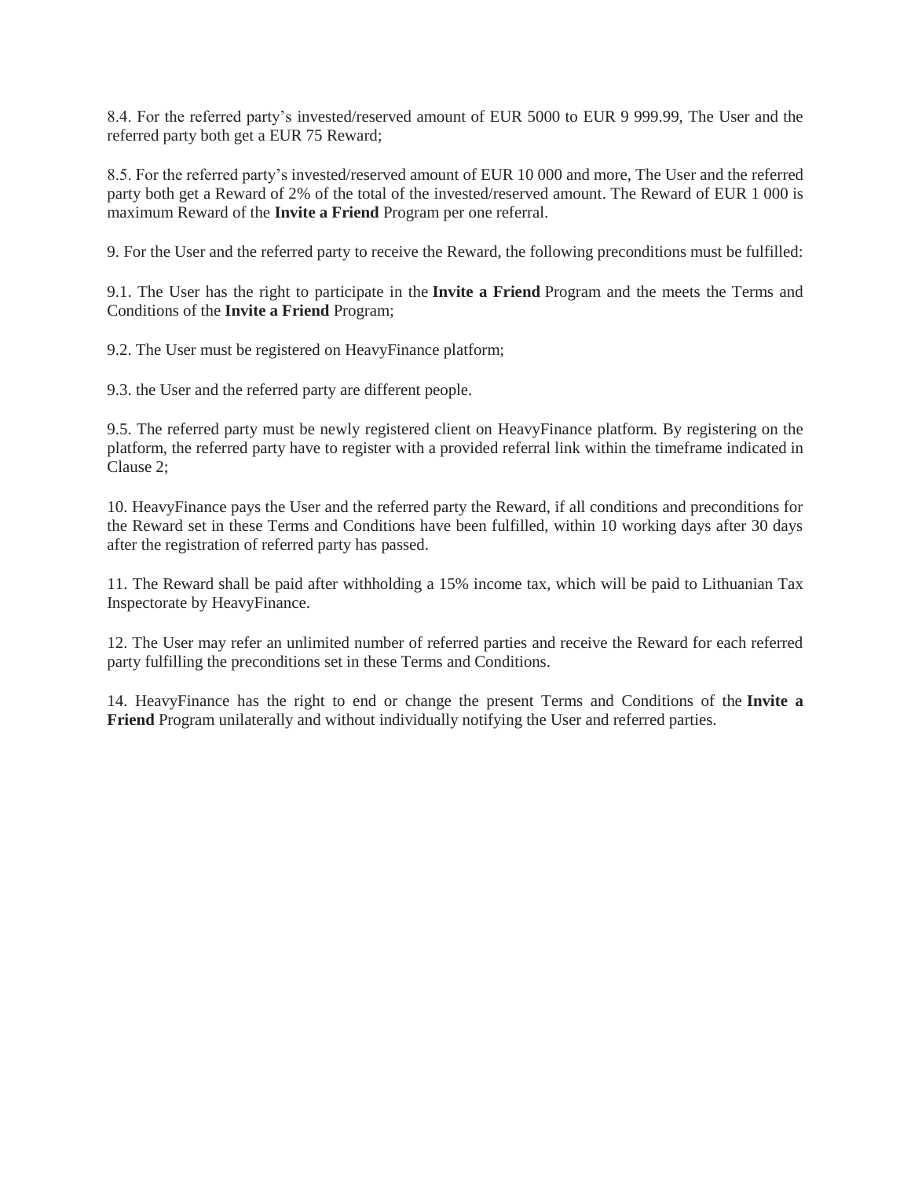8.4. For the referred party's invested/reserved amount of EUR 5000 to EUR 9 999.99, The User and the referred party both get a EUR 75 Reward;

8.5. For the referred party's invested/reserved amount of EUR 10 000 and more, The User and the referred party both get a Reward of 2% of the total of the invested/reserved amount. The Reward of EUR 1 000 is maximum Reward of the **Invite a Friend** Program per one referral.

9. For the User and the referred party to receive the Reward, the following preconditions must be fulfilled:

9.1. The User has the right to participate in the **Invite a Friend** Program and the meets the Terms and Conditions of the **Invite a Friend** Program;

9.2. The User must be registered on HeavyFinance platform;

9.3. the User and the referred party are different people.

9.5. The referred party must be newly registered client on HeavyFinance platform. By registering on the platform, the referred party have to register with a provided referral link within the timeframe indicated in Clause 2;

10. HeavyFinance pays the User and the referred party the Reward, if all conditions and preconditions for the Reward set in these Terms and Conditions have been fulfilled, within 10 working days after 30 days after the registration of referred party has passed.

11. The Reward shall be paid after withholding a 15% income tax, which will be paid to Lithuanian Tax Inspectorate by HeavyFinance.

12. The User may refer an unlimited number of referred parties and receive the Reward for each referred party fulfilling the preconditions set in these Terms and Conditions.

14. HeavyFinance has the right to end or change the present Terms and Conditions of the **Invite a Friend** Program unilaterally and without individually notifying the User and referred parties.